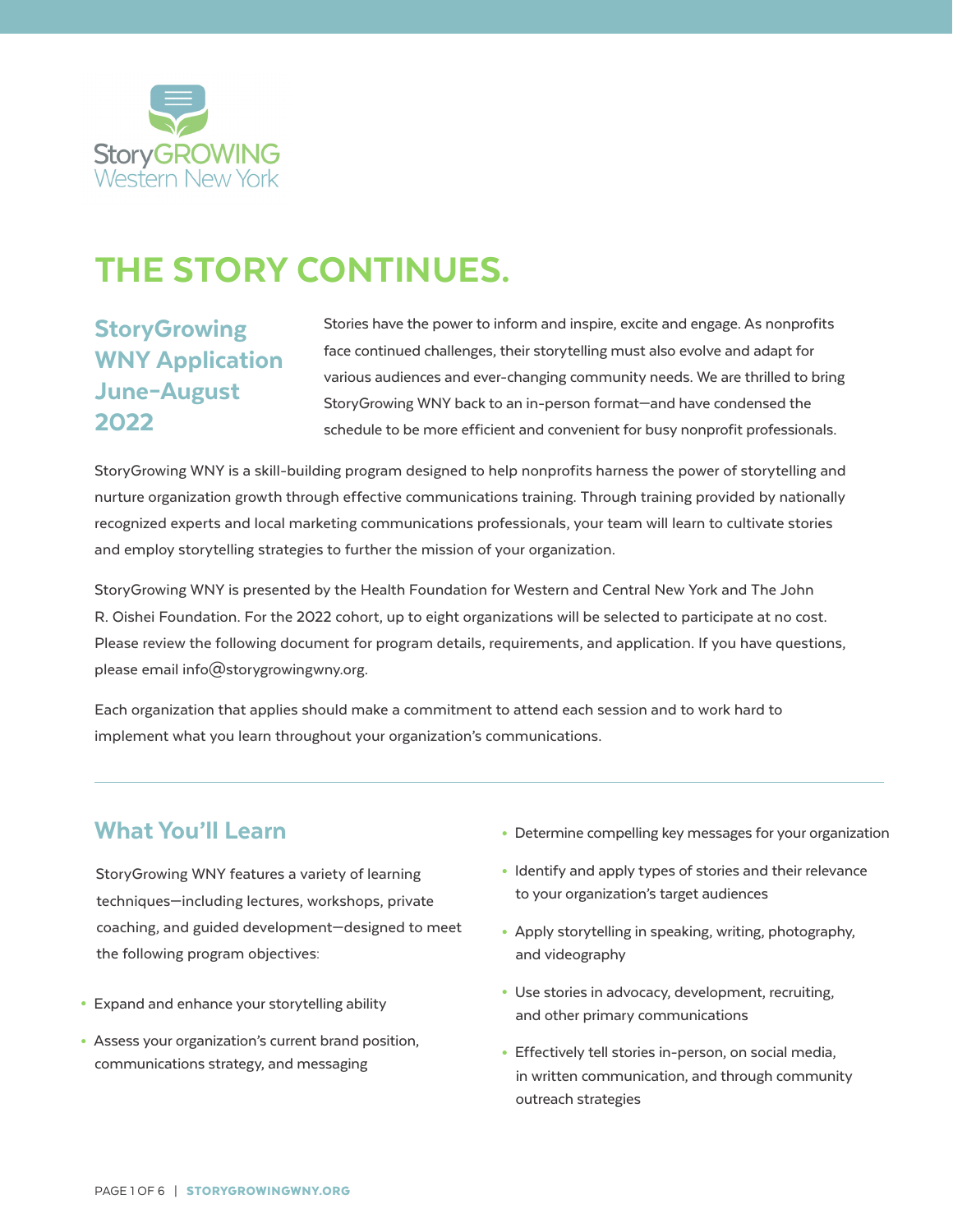StoryGROWING
Western New York

# THE STORY CONTINUES.

## StoryGrowing WNY Application June–August 2022

Stories have the power to inform and inspire, excite and engage. As nonprofits face continued challenges, their storytelling must also evolve and adapt for various audiences and ever-changing community needs. We are thrilled to bring StoryGrowing WNY back to an in-person format—and have condensed the schedule to be more efficient and convenient for busy nonprofit professionals.

StoryGrowing WNY is a skill-building program designed to help nonprofits harness the power of storytelling and nurture organization growth through effective communications training. Through training provided by nationally recognized experts and local marketing communications professionals, your team will learn to cultivate stories and employ storytelling strategies to further the mission of your organization.

StoryGrowing WNY is presented by the Health Foundation for Western and Central New York and The John R. Oishei Foundation. For the 2022 cohort, up to eight organizations will be selected to participate at no cost. Please review the following document for program details, requirements, and application. If you have questions, please email info@storygrowingwny.org.

Each organization that applies should make a commitment to attend each session and to work hard to implement what you learn throughout your organization's communications.

---

## What You'll Learn

StoryGrowing WNY features a variety of learning techniques—including lectures, workshops, private coaching, and guided development—designed to meet the following program objectives:

- Expand and enhance your storytelling ability
- Assess your organization's current brand position, communications strategy, and messaging
- Determine compelling key messages for your organization
- Identify and apply types of stories and their relevance to your organization's target audiences
- Apply storytelling in speaking, writing, photography, and videography
- Use stories in advocacy, development, recruiting, and other primary communications
- Effectively tell stories in-person, on social media, in written communication, and through community outreach strategies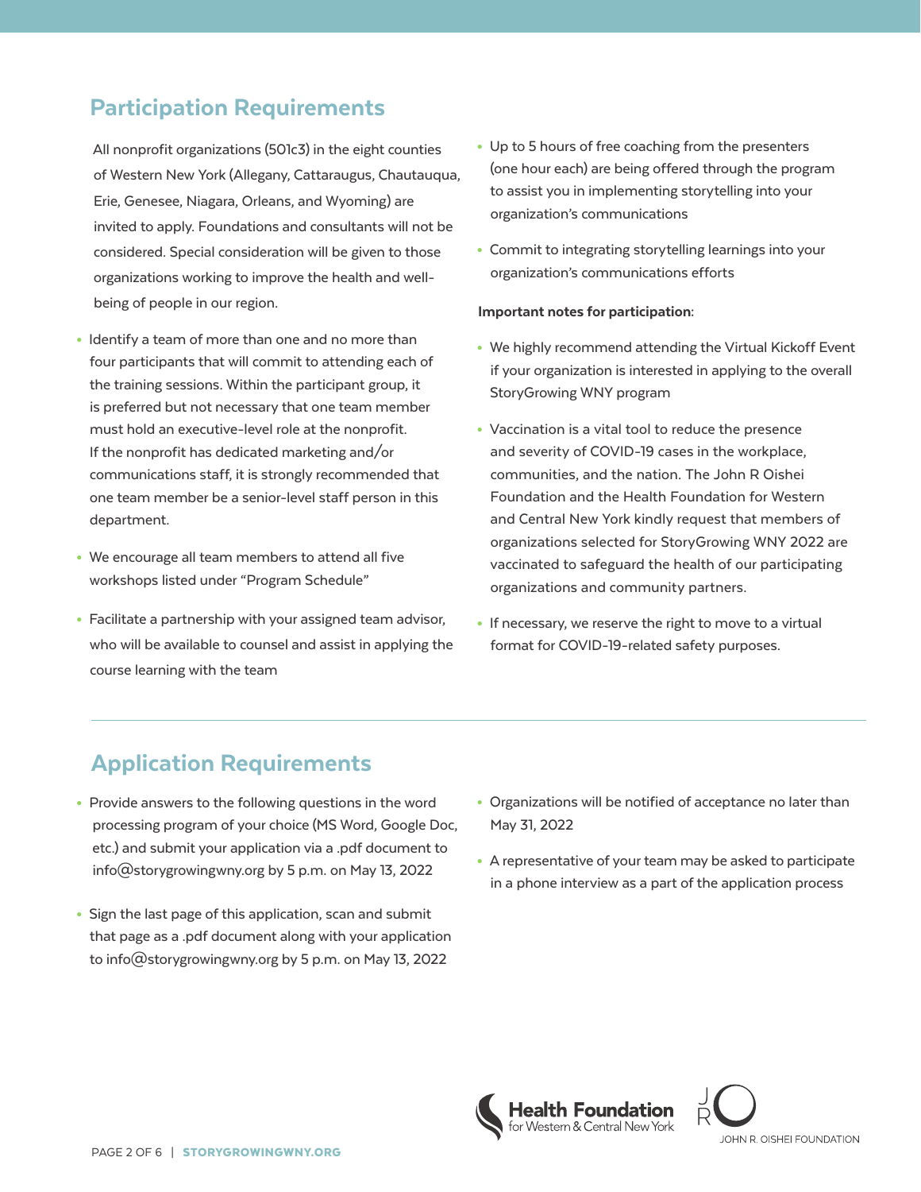## Participation Requirements

All nonprofit organizations (501c3) in the eight counties of Western New York (Allegany, Cattaraugus, Chautauqua, Erie, Genesee, Niagara, Orleans, and Wyoming) are invited to apply. Foundations and consultants will not be considered. Special consideration will be given to those organizations working to improve the health and well-being of people in our region.

- Identify a team of more than one and no more than four participants that will commit to attending each of the training sessions. Within the participant group, it is preferred but not necessary that one team member must hold an executive-level role at the nonprofit. If the nonprofit has dedicated marketing and/or communications staff, it is strongly recommended that one team member be a senior-level staff person in this department.
- We encourage all team members to attend all five workshops listed under "Program Schedule"
- Facilitate a partnership with your assigned team advisor, who will be available to counsel and assist in applying the course learning with the team
- Up to 5 hours of free coaching from the presenters (one hour each) are being offered through the program to assist you in implementing storytelling into your organization's communications
- Commit to integrating storytelling learnings into your organization's communications efforts

**Important notes for participation:**

- We highly recommend attending the Virtual Kickoff Event if your organization is interested in applying to the overall StoryGrowing WNY program
- Vaccination is a vital tool to reduce the presence and severity of COVID-19 cases in the workplace, communities, and the nation. The John R Oishei Foundation and the Health Foundation for Western and Central New York kindly request that members of organizations selected for StoryGrowing WNY 2022 are vaccinated to safeguard the health of our participating organizations and community partners.
- If necessary, we reserve the right to move to a virtual format for COVID-19-related safety purposes.

## Application Requirements

- Provide answers to the following questions in the word processing program of your choice (MS Word, Google Doc, etc.) and submit your application via a .pdf document to info@storygrowingwny.org by 5 p.m. on May 13, 2022
- Sign the last page of this application, scan and submit that page as a .pdf document along with your application to info@storygrowingwny.org by 5 p.m. on May 13, 2022
- Organizations will be notified of acceptance no later than May 31, 2022
- A representative of your team may be asked to participate in a phone interview as a part of the application process

Health Foundation for Western & Central New York

JOHN R. OISHEI FOUNDATION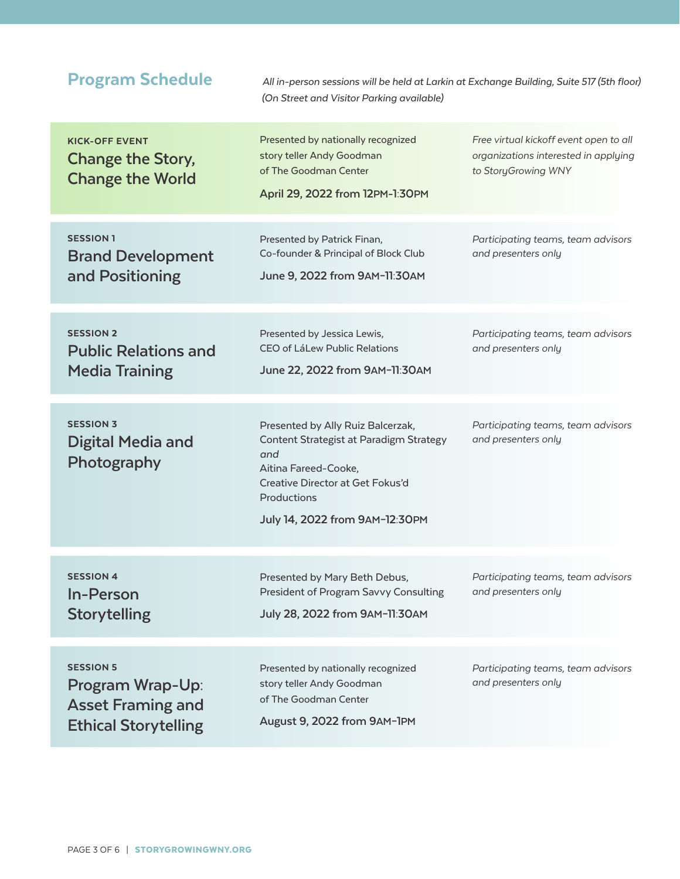## Program Schedule

*All in-person sessions will be held at Larkin at Exchange Building, Suite 517 (5th floor)*
*(On Street and Visitor Parking available)*

---

**KICK-OFF EVENT**
### Change the Story, Change the World

Presented by nationally recognized story teller Andy Goodman of The Goodman Center

**April 29, 2022 from 12PM–1:30PM**

*Free virtual kickoff event open to all organizations interested in applying to StoryGrowing WNY*

---

**SESSION 1**
### Brand Development and Positioning

Presented by Patrick Finan, Co-founder & Principal of Block Club

**June 9, 2022 from 9AM–11:30AM**

*Participating teams, team advisors and presenters only*

---

**SESSION 2**
### Public Relations and Media Training

Presented by Jessica Lewis, CEO of LáLew Public Relations

**June 22, 2022 from 9AM–11:30AM**

*Participating teams, team advisors and presenters only*

---

**SESSION 3**
### Digital Media and Photography

Presented by Ally Ruiz Balcerzak, Content Strategist at Paradigm Strategy *and* Aitina Fareed-Cooke, Creative Director at Get Fokus'd Productions

**July 14, 2022 from 9AM–12:30PM**

*Participating teams, team advisors and presenters only*

---

**SESSION 4**
### In-Person Storytelling

Presented by Mary Beth Debus, President of Program Savvy Consulting

**July 28, 2022 from 9AM–11:30AM**

*Participating teams, team advisors and presenters only*

---

**SESSION 5**
### Program Wrap-Up: Asset Framing and Ethical Storytelling

Presented by nationally recognized story teller Andy Goodman of The Goodman Center

**August 9, 2022 from 9AM–1PM**

*Participating teams, team advisors and presenters only*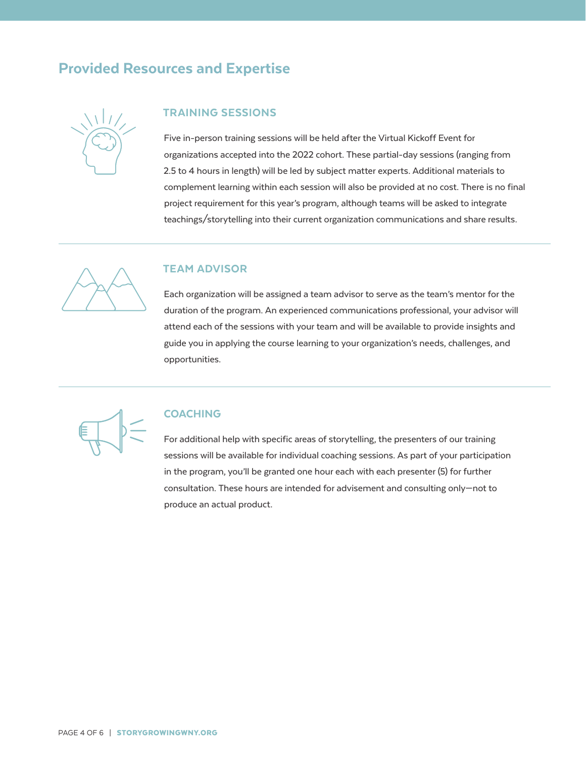## Provided Resources and Expertise

### TRAINING SESSIONS

Five in-person training sessions will be held after the Virtual Kickoff Event for organizations accepted into the 2022 cohort. These partial-day sessions (ranging from 2.5 to 4 hours in length) will be led by subject matter experts. Additional materials to complement learning within each session will also be provided at no cost. There is no final project requirement for this year's program, although teams will be asked to integrate teachings/storytelling into their current organization communications and share results.

### TEAM ADVISOR

Each organization will be assigned a team advisor to serve as the team's mentor for the duration of the program. An experienced communications professional, your advisor will attend each of the sessions with your team and will be available to provide insights and guide you in applying the course learning to your organization's needs, challenges, and opportunities.

### COACHING

For additional help with specific areas of storytelling, the presenters of our training sessions will be available for individual coaching sessions. As part of your participation in the program, you'll be granted one hour each with each presenter (5) for further consultation. These hours are intended for advisement and consulting only—not to produce an actual product.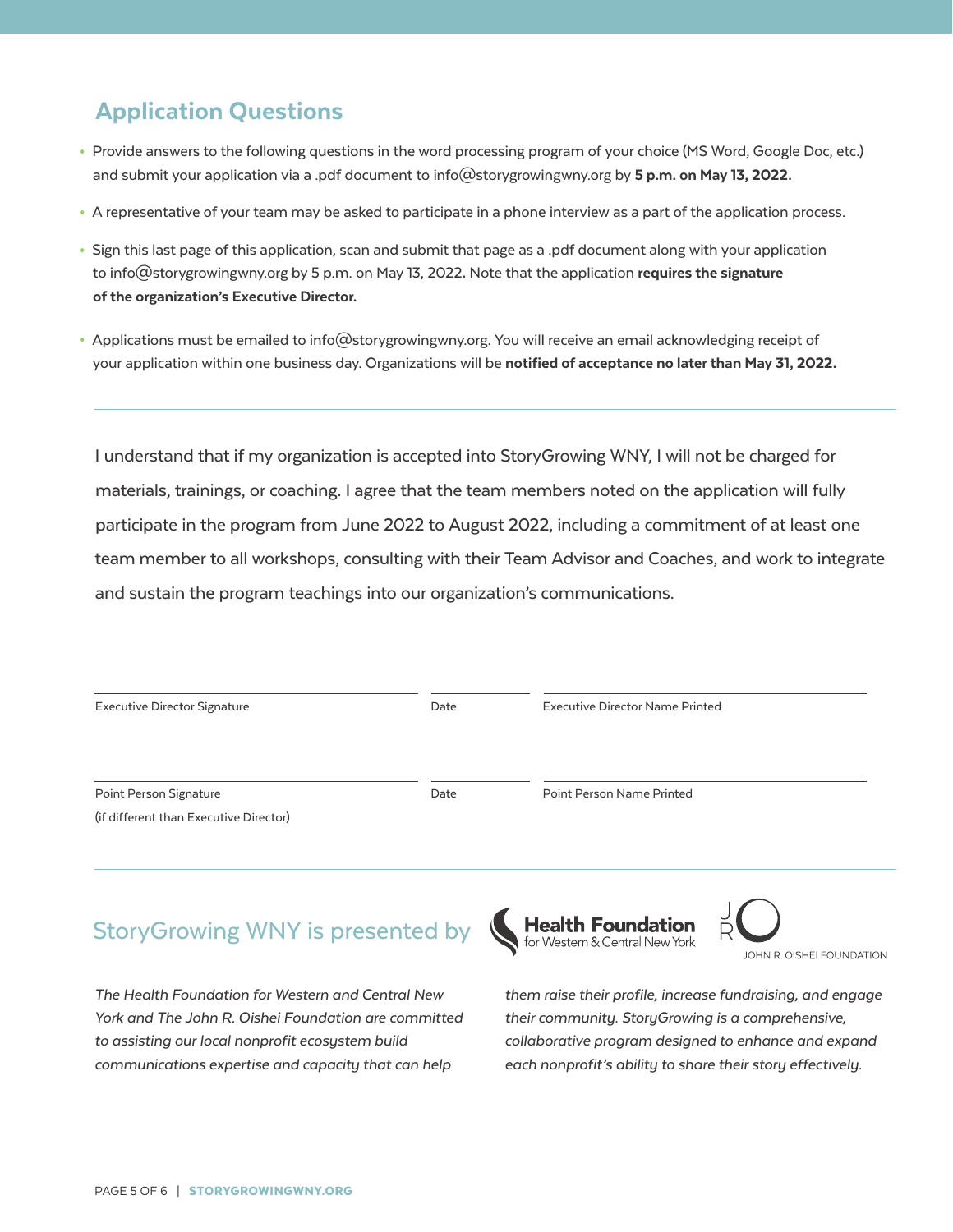## Application Questions

- Provide answers to the following questions in the word processing program of your choice (MS Word, Google Doc, etc.) and submit your application via a .pdf document to info@storygrowingwny.org by **5 p.m. on May 13, 2022.**
- A representative of your team may be asked to participate in a phone interview as a part of the application process.
- Sign this last page of this application, scan and submit that page as a .pdf document along with your application to info@storygrowingwny.org by 5 p.m. on May 13, 2022. Note that the application **requires the signature of the organization's Executive Director.**
- Applications must be emailed to info@storygrowingwny.org. You will receive an email acknowledging receipt of your application within one business day. Organizations will be **notified of acceptance no later than May 31, 2022.**

---

I understand that if my organization is accepted into StoryGrowing WNY, I will not be charged for materials, trainings, or coaching. I agree that the team members noted on the application will fully participate in the program from June 2022 to August 2022, including a commitment of at least one team member to all workshops, consulting with their Team Advisor and Coaches, and work to integrate and sustain the program teachings into our organization's communications.

| Executive Director Signature | Date | Executive Director Name Printed |
|---|---|---|
| Point Person Signature (if different than Executive Director) | Date | Point Person Name Printed |

---

## StoryGrowing WNY is presented by

Health Foundation for Western & Central New York

JOHN R. OISHEI FOUNDATION

*The Health Foundation for Western and Central New York and The John R. Oishei Foundation are committed to assisting our local nonprofit ecosystem build communications expertise and capacity that can help them raise their profile, increase fundraising, and engage their community. StoryGrowing is a comprehensive, collaborative program designed to enhance and expand each nonprofit's ability to share their story effectively.*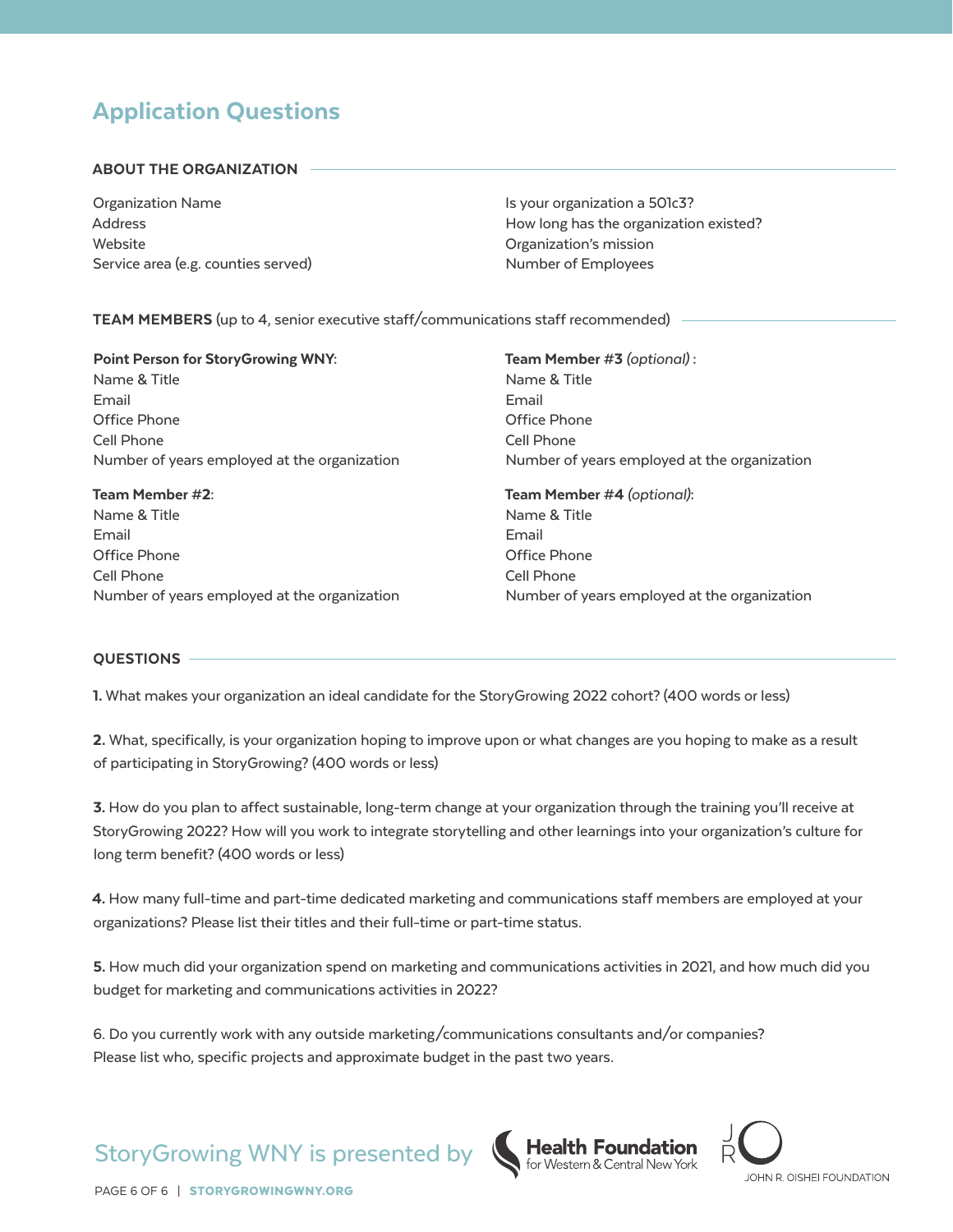# Application Questions

### ABOUT THE ORGANIZATION

Organization Name
Address
Website
Service area (e.g. counties served)
Is your organization a 501c3?
How long has the organization existed?
Organization's mission
Number of Employees

### TEAM MEMBERS (up to 4, senior executive staff/communications staff recommended)

**Point Person for StoryGrowing WNY**:
Name & Title
Email
Office Phone
Cell Phone
Number of years employed at the organization

**Team Member #2**:
Name & Title
Email
Office Phone
Cell Phone
Number of years employed at the organization

**Team Member #3** *(optional)* :
Name & Title
Email
Office Phone
Cell Phone
Number of years employed at the organization

**Team Member #4** *(optional)*:
Name & Title
Email
Office Phone
Cell Phone
Number of years employed at the organization

### QUESTIONS

**1.** What makes your organization an ideal candidate for the StoryGrowing 2022 cohort? (400 words or less)

**2.** What, specifically, is your organization hoping to improve upon or what changes are you hoping to make as a result of participating in StoryGrowing? (400 words or less)

**3.** How do you plan to affect sustainable, long-term change at your organization through the training you'll receive at StoryGrowing 2022? How will you work to integrate storytelling and other learnings into your organization's culture for long term benefit? (400 words or less)

**4.** How many full-time and part-time dedicated marketing and communications staff members are employed at your organizations? Please list their titles and their full-time or part-time status.

**5.** How much did your organization spend on marketing and communications activities in 2021, and how much did you budget for marketing and communications activities in 2022?

6. Do you currently work with any outside marketing/communications consultants and/or companies? Please list who, specific projects and approximate budget in the past two years.

StoryGrowing WNY is presented by Health Foundation for Western & Central New York and JOHN R. OISHEI FOUNDATION

STORYGROWINGWNY.ORG